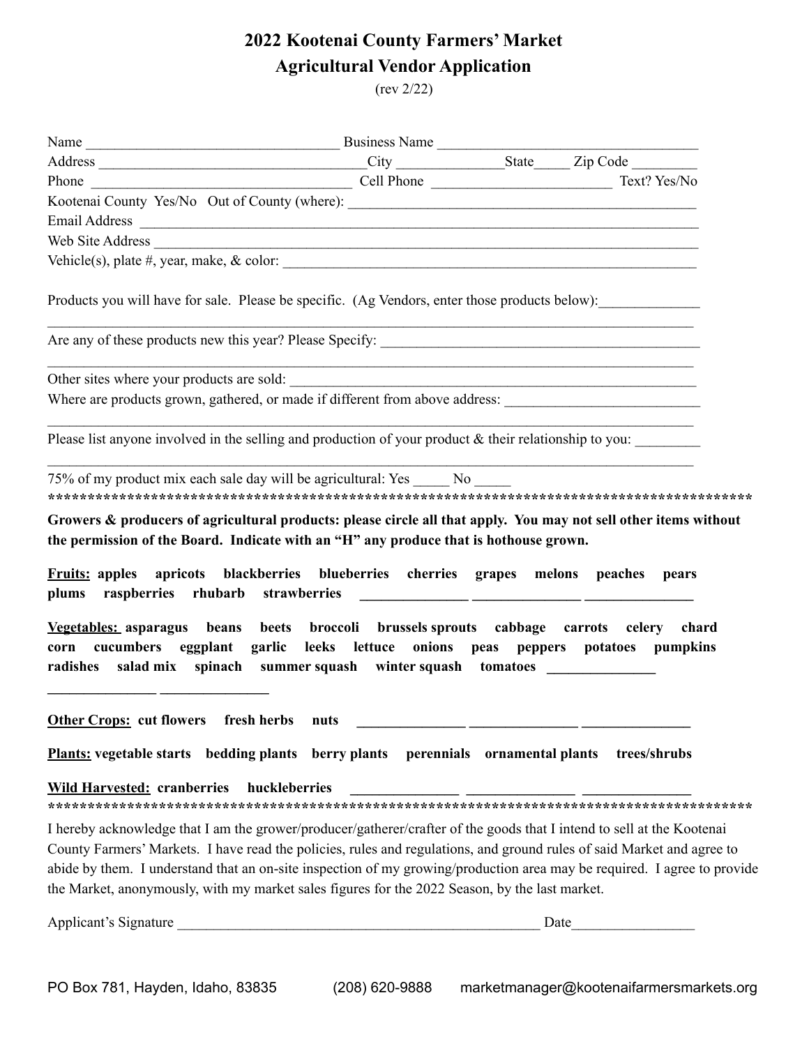# 2022 Kootenai County Farmers' Market
# Agricultural Vendor Application

(rev 2/22)

Name ___________________________________ Business Name ___________________________________

Address _____________________________________City ______________State_____ Zip Code _________

Phone ___________________________________ Cell Phone _________________________ Text? Yes/No

Kootenai County Yes/No Out of County (where): _______________________________________________

Email Address ___________________________________________________________________________

Web Site Address ________________________________________________________________________

Vehicle(s), plate #, year, make, & color: ______________________________________________________

Products you will have for sale. Please be specific. (Ag Vendors, enter those products below):______________

_____________________________________________________________________________________

Are any of these products new this year? Please Specify: ______________________________________________

_____________________________________________________________________________________

Other sites where your products are sold: ___________________________________________________________

Where are products grown, gathered, or made if different from above address: ___________________________

_____________________________________________________________________________________

Please list anyone involved in the selling and production of your product & their relationship to you: _________

_____________________________________________________________________________________

75% of my product mix each sale day will be agricultural: Yes _____ No _____

**********************************************************************************************

**Growers & producers of agricultural products: please circle all that apply. You may not sell other items without the permission of the Board. Indicate with an "H" any produce that is hothouse grown.**

**<u>Fruits:</u> apples apricots blackberries blueberries cherries grapes melons peaches pears plums raspberries rhubarb strawberries _______________ _______________ _______________**

**<u>Vegetables:</u> asparagus beans beets broccoli brussels sprouts cabbage carrots celery chard corn cucumbers eggplant garlic leeks lettuce onions peas peppers potatoes pumpkins radishes salad mix spinach summer squash winter squash tomatoes _______________ _______________ _______________**

**<u>Other Crops:</u> cut flowers fresh herbs nuts _______________ _______________ _______________**

**<u>Plants:</u> vegetable starts bedding plants berry plants perennials ornamental plants trees/shrubs**

**<u>Wild Harvested:</u> cranberries huckleberries _______________ _______________ _______________**

**********************************************************************************************

I hereby acknowledge that I am the grower/producer/gatherer/crafter of the goods that I intend to sell at the Kootenai County Farmers' Markets. I have read the policies, rules and regulations, and ground rules of said Market and agree to abide by them. I understand that an on-site inspection of my growing/production area may be required. I agree to provide the Market, anonymously, with my market sales figures for the 2022 Season, by the last market.

Applicant's Signature ____________________________________________________ Date_________________

PO Box 781, Hayden, Idaho, 83835 (208) 620-9888 marketmanager@kootenaifarmersmarkets.org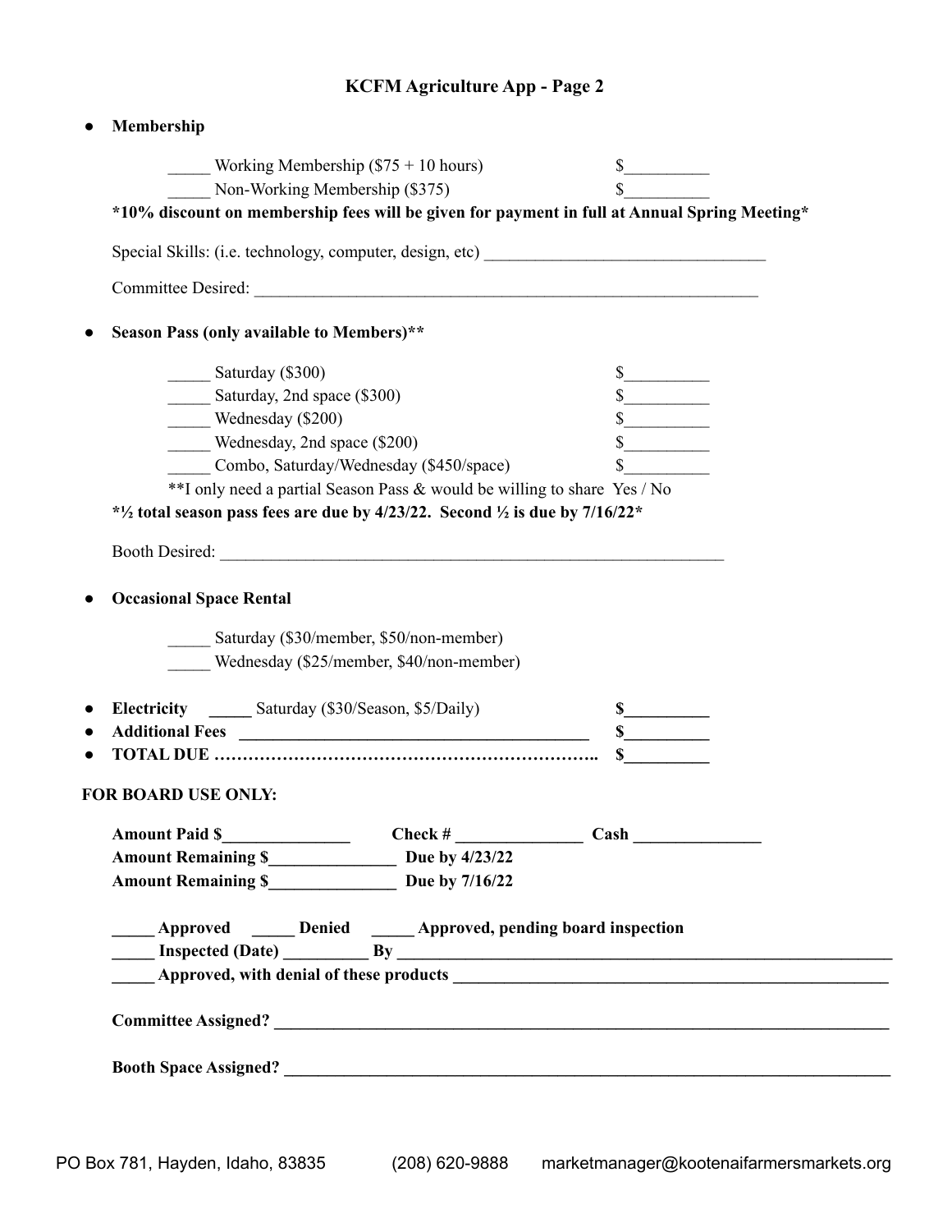## KCFM Agriculture App - Page 2

- **Membership**

  _____ Working Membership ($75 + 10 hours) $__________

  _____ Non-Working Membership ($375) $__________

  ***10% discount on membership fees will be given for payment in full at Annual Spring Meeting***

  Special Skills: (i.e. technology, computer, design, etc) ________________________________

  Committee Desired: ____________________________________________________________

- **Season Pass (only available to Members)****

  _____ Saturday ($300) $__________

  _____ Saturday, 2nd space ($300) $__________

  _____ Wednesday ($200) $__________

  _____ Wednesday, 2nd space ($200) $__________

  _____ Combo, Saturday/Wednesday ($450/space) $__________

  **I only need a partial Season Pass & would be willing to share Yes / No

  ***½ total season pass fees are due by 4/23/22. Second ½ is due by 7/16/22***

  Booth Desired: ____________________________________________________________

- **Occasional Space Rental**

  _____ Saturday ($30/member, $50/non-member)

  _____ Wednesday ($25/member, $40/non-member)

- **Electricity** _____ Saturday ($30/Season, $5/Daily) **$__________**
- **Additional Fees** ________________________________________ **$__________**
- **TOTAL DUE ………………………………………………………….. $__________**

**FOR BOARD USE ONLY:**

**Amount Paid $_______________ Check # _______________ Cash _______________**

**Amount Remaining $_______________ Due by 4/23/22**

**Amount Remaining $_______________ Due by 7/16/22**

**_____ Approved _____ Denied _____ Approved, pending board inspection**

**_____ Inspected (Date) __________ By ____________________________________________________________**

**_____ Approved, with denial of these products ______________________________________________________**

**Committee Assigned? ________________________________________________________________________**

**Booth Space Assigned? ______________________________________________________________________**

PO Box 781, Hayden, Idaho, 83835 (208) 620-9888 marketmanager@kootenaifarmersmarkets.org